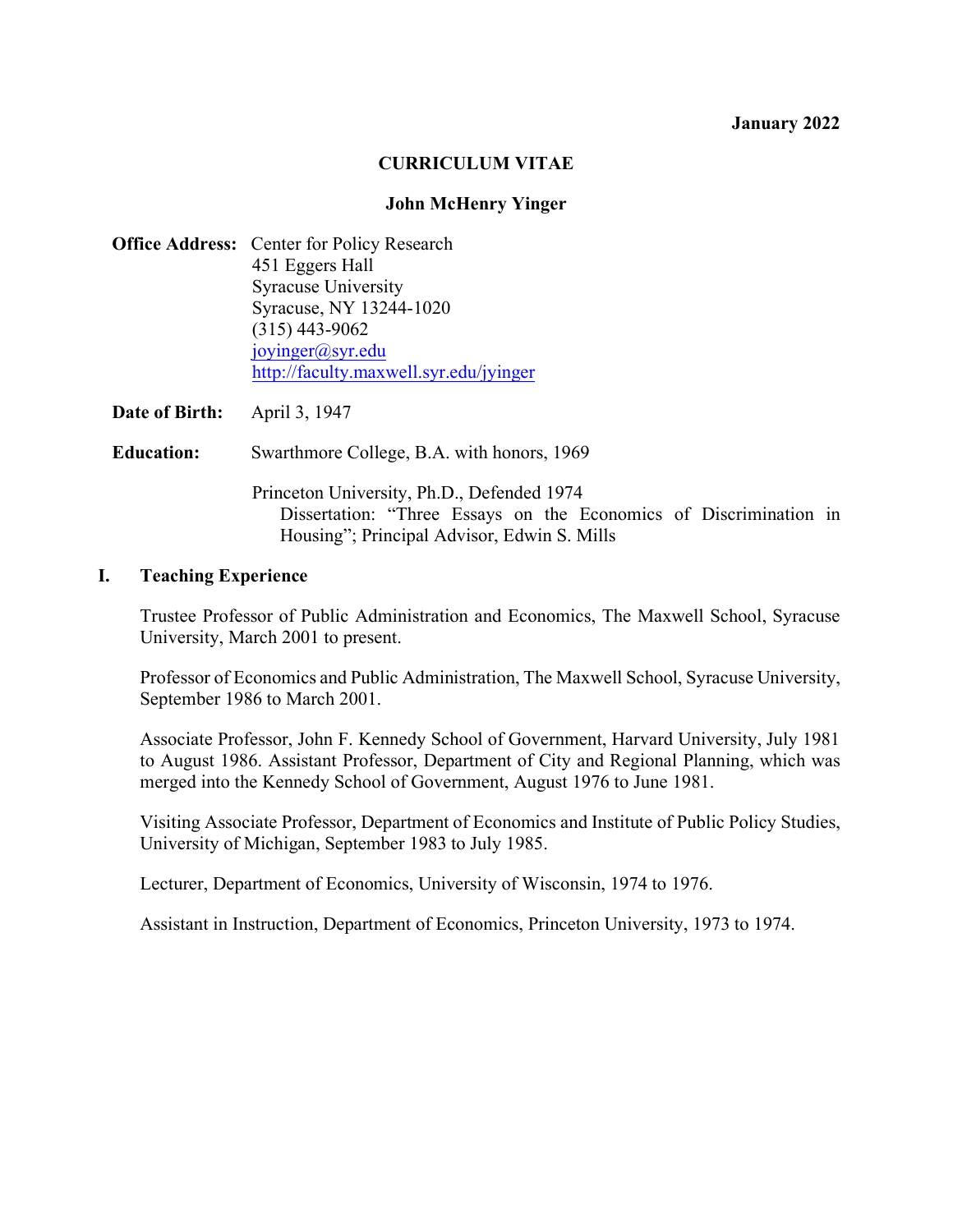**January 2022**

# CURRICULUM VITAE

## John McHenry Yinger

**Office Address:** Center for Policy Research
451 Eggers Hall
Syracuse University
Syracuse, NY 13244-1020
(315) 443-9062
joyinger@syr.edu
http://faculty.maxwell.syr.edu/jyinger

**Date of Birth:** April 3, 1947

**Education:** Swarthmore College, B.A. with honors, 1969

Princeton University, Ph.D., Defended 1974
Dissertation: "Three Essays on the Economics of Discrimination in Housing"; Principal Advisor, Edwin S. Mills

## I. Teaching Experience

Trustee Professor of Public Administration and Economics, The Maxwell School, Syracuse University, March 2001 to present.

Professor of Economics and Public Administration, The Maxwell School, Syracuse University, September 1986 to March 2001.

Associate Professor, John F. Kennedy School of Government, Harvard University, July 1981 to August 1986. Assistant Professor, Department of City and Regional Planning, which was merged into the Kennedy School of Government, August 1976 to June 1981.

Visiting Associate Professor, Department of Economics and Institute of Public Policy Studies, University of Michigan, September 1983 to July 1985.

Lecturer, Department of Economics, University of Wisconsin, 1974 to 1976.

Assistant in Instruction, Department of Economics, Princeton University, 1973 to 1974.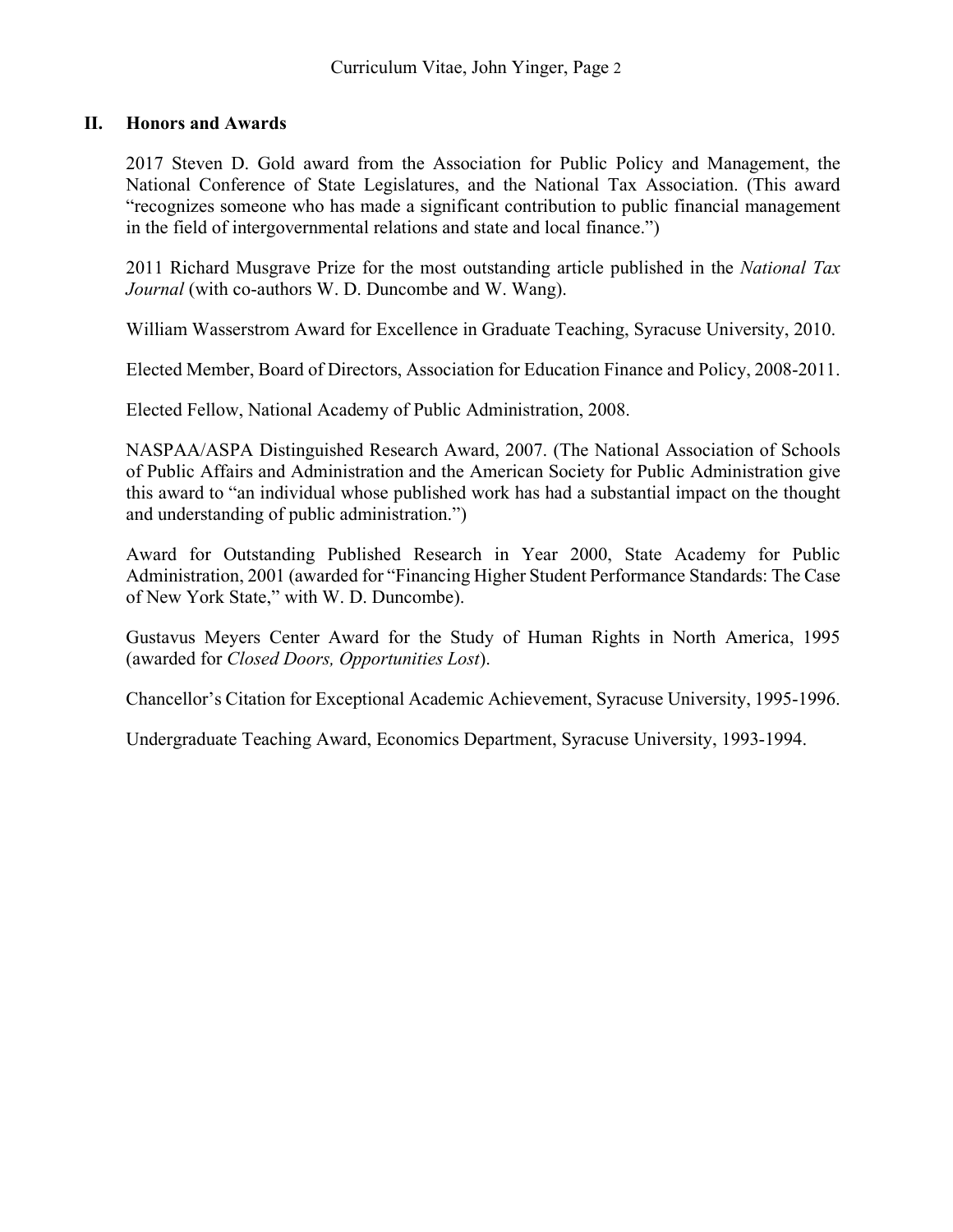## II. Honors and Awards

2017 Steven D. Gold award from the Association for Public Policy and Management, the National Conference of State Legislatures, and the National Tax Association. (This award "recognizes someone who has made a significant contribution to public financial management in the field of intergovernmental relations and state and local finance.")

2011 Richard Musgrave Prize for the most outstanding article published in the *National Tax Journal* (with co-authors W. D. Duncombe and W. Wang).

William Wasserstrom Award for Excellence in Graduate Teaching, Syracuse University, 2010.

Elected Member, Board of Directors, Association for Education Finance and Policy, 2008-2011.

Elected Fellow, National Academy of Public Administration, 2008.

NASPAA/ASPA Distinguished Research Award, 2007. (The National Association of Schools of Public Affairs and Administration and the American Society for Public Administration give this award to "an individual whose published work has had a substantial impact on the thought and understanding of public administration.")

Award for Outstanding Published Research in Year 2000, State Academy for Public Administration, 2001 (awarded for "Financing Higher Student Performance Standards: The Case of New York State," with W. D. Duncombe).

Gustavus Meyers Center Award for the Study of Human Rights in North America, 1995 (awarded for *Closed Doors, Opportunities Lost*).

Chancellor's Citation for Exceptional Academic Achievement, Syracuse University, 1995-1996.

Undergraduate Teaching Award, Economics Department, Syracuse University, 1993-1994.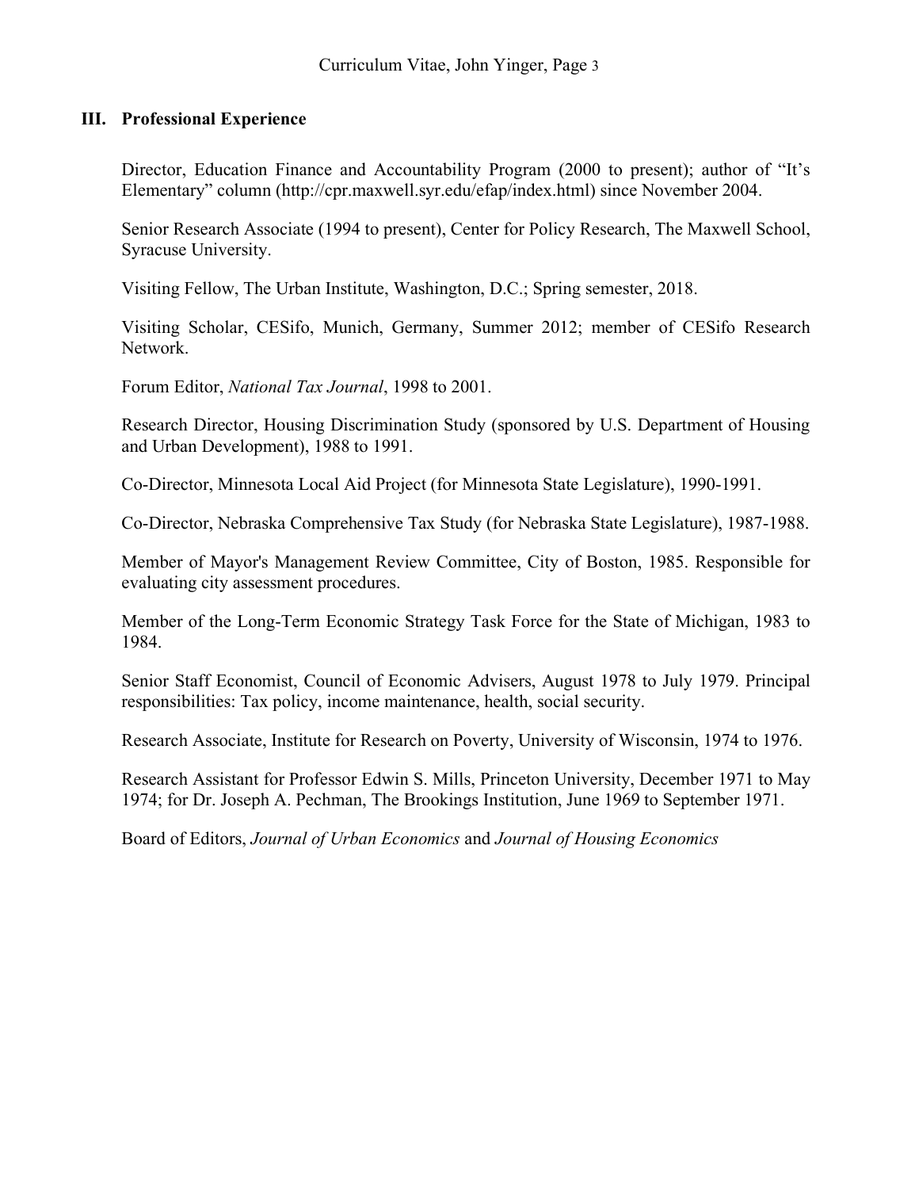## III. Professional Experience

Director, Education Finance and Accountability Program (2000 to present); author of "It's Elementary" column (http://cpr.maxwell.syr.edu/efap/index.html) since November 2004.

Senior Research Associate (1994 to present), Center for Policy Research, The Maxwell School, Syracuse University.

Visiting Fellow, The Urban Institute, Washington, D.C.; Spring semester, 2018.

Visiting Scholar, CESifo, Munich, Germany, Summer 2012; member of CESifo Research Network.

Forum Editor, *National Tax Journal*, 1998 to 2001.

Research Director, Housing Discrimination Study (sponsored by U.S. Department of Housing and Urban Development), 1988 to 1991.

Co-Director, Minnesota Local Aid Project (for Minnesota State Legislature), 1990-1991.

Co-Director, Nebraska Comprehensive Tax Study (for Nebraska State Legislature), 1987-1988.

Member of Mayor's Management Review Committee, City of Boston, 1985. Responsible for evaluating city assessment procedures.

Member of the Long-Term Economic Strategy Task Force for the State of Michigan, 1983 to 1984.

Senior Staff Economist, Council of Economic Advisers, August 1978 to July 1979. Principal responsibilities: Tax policy, income maintenance, health, social security.

Research Associate, Institute for Research on Poverty, University of Wisconsin, 1974 to 1976.

Research Assistant for Professor Edwin S. Mills, Princeton University, December 1971 to May 1974; for Dr. Joseph A. Pechman, The Brookings Institution, June 1969 to September 1971.

Board of Editors, *Journal of Urban Economics* and *Journal of Housing Economics*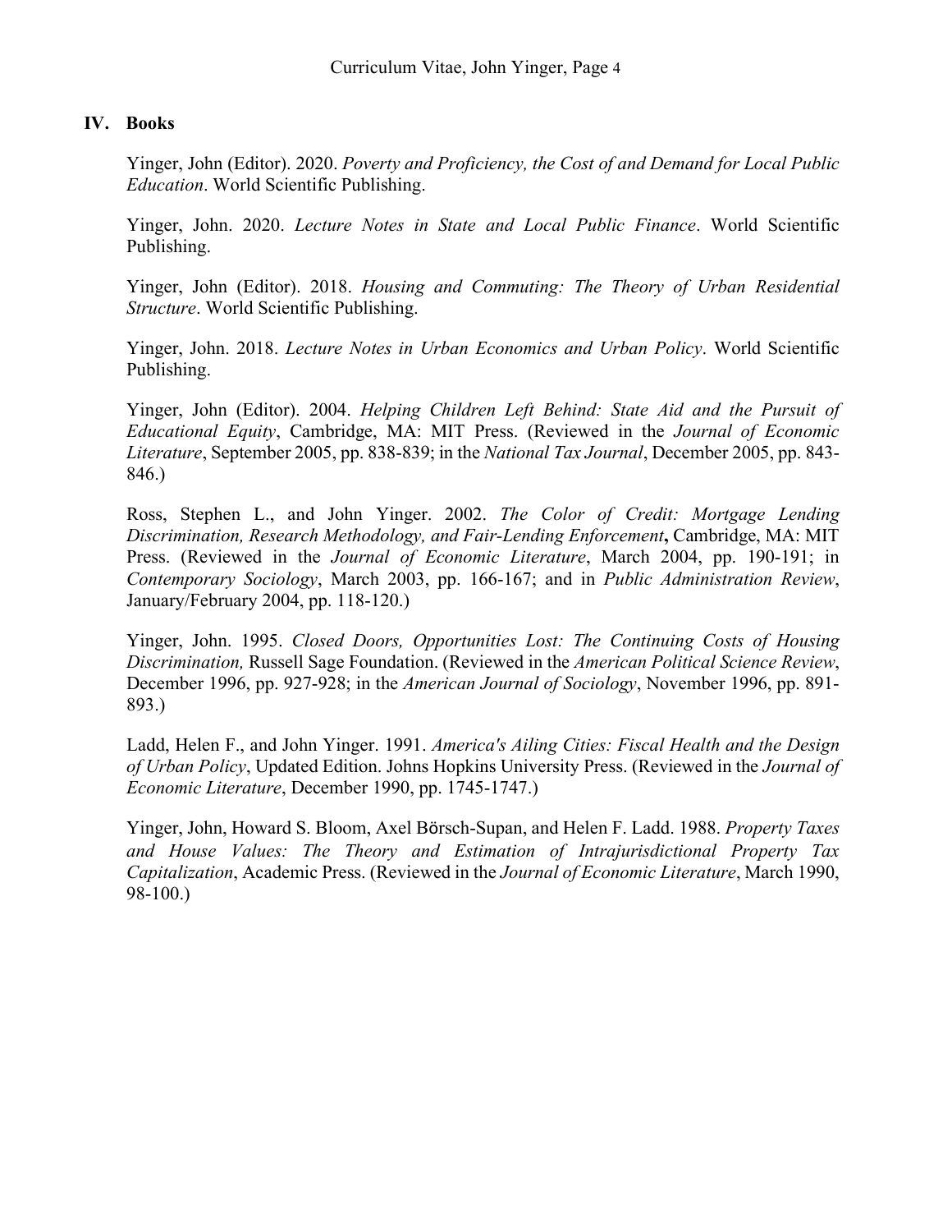## IV. Books

Yinger, John (Editor). 2020. *Poverty and Proficiency, the Cost of and Demand for Local Public Education*. World Scientific Publishing.

Yinger, John. 2020. *Lecture Notes in State and Local Public Finance*. World Scientific Publishing.

Yinger, John (Editor). 2018. *Housing and Commuting: The Theory of Urban Residential Structure*. World Scientific Publishing.

Yinger, John. 2018. *Lecture Notes in Urban Economics and Urban Policy*. World Scientific Publishing.

Yinger, John (Editor). 2004. *Helping Children Left Behind: State Aid and the Pursuit of Educational Equity*, Cambridge, MA: MIT Press. (Reviewed in the *Journal of Economic Literature*, September 2005, pp. 838-839; in the *National Tax Journal*, December 2005, pp. 843-846.)

Ross, Stephen L., and John Yinger. 2002. *The Color of Credit: Mortgage Lending Discrimination, Research Methodology, and Fair-Lending Enforcement*, Cambridge, MA: MIT Press. (Reviewed in the *Journal of Economic Literature*, March 2004, pp. 190-191; in *Contemporary Sociology*, March 2003, pp. 166-167; and in *Public Administration Review*, January/February 2004, pp. 118-120.)

Yinger, John. 1995. *Closed Doors, Opportunities Lost: The Continuing Costs of Housing Discrimination,* Russell Sage Foundation. (Reviewed in the *American Political Science Review*, December 1996, pp. 927-928; in the *American Journal of Sociology*, November 1996, pp. 891-893.)

Ladd, Helen F., and John Yinger. 1991. *America's Ailing Cities: Fiscal Health and the Design of Urban Policy*, Updated Edition. Johns Hopkins University Press. (Reviewed in the *Journal of Economic Literature*, December 1990, pp. 1745-1747.)

Yinger, John, Howard S. Bloom, Axel Börsch-Supan, and Helen F. Ladd. 1988. *Property Taxes and House Values: The Theory and Estimation of Intrajurisdictional Property Tax Capitalization*, Academic Press. (Reviewed in the *Journal of Economic Literature*, March 1990, 98-100.)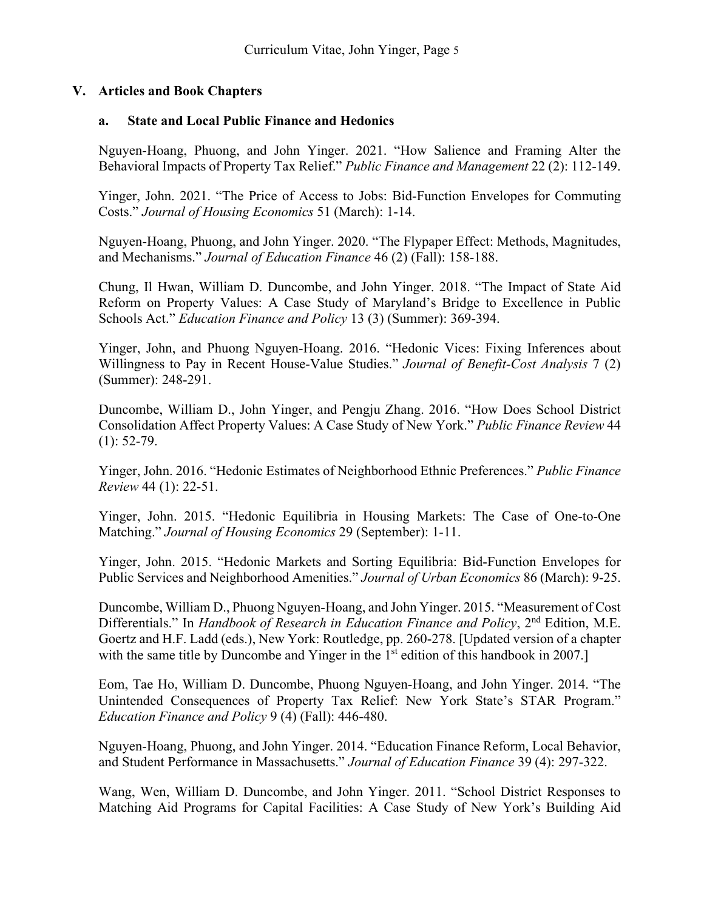## V. Articles and Book Chapters

### a. State and Local Public Finance and Hedonics

Nguyen-Hoang, Phuong, and John Yinger. 2021. "How Salience and Framing Alter the Behavioral Impacts of Property Tax Relief." *Public Finance and Management* 22 (2): 112-149.

Yinger, John. 2021. "The Price of Access to Jobs: Bid-Function Envelopes for Commuting Costs." *Journal of Housing Economics* 51 (March): 1-14.

Nguyen-Hoang, Phuong, and John Yinger. 2020. "The Flypaper Effect: Methods, Magnitudes, and Mechanisms." *Journal of Education Finance* 46 (2) (Fall): 158-188.

Chung, Il Hwan, William D. Duncombe, and John Yinger. 2018. "The Impact of State Aid Reform on Property Values: A Case Study of Maryland's Bridge to Excellence in Public Schools Act." *Education Finance and Policy* 13 (3) (Summer): 369-394.

Yinger, John, and Phuong Nguyen-Hoang. 2016. "Hedonic Vices: Fixing Inferences about Willingness to Pay in Recent House-Value Studies." *Journal of Benefit-Cost Analysis* 7 (2) (Summer): 248-291.

Duncombe, William D., John Yinger, and Pengju Zhang. 2016. "How Does School District Consolidation Affect Property Values: A Case Study of New York." *Public Finance Review* 44 (1): 52-79.

Yinger, John. 2016. "Hedonic Estimates of Neighborhood Ethnic Preferences." *Public Finance Review* 44 (1): 22-51.

Yinger, John. 2015. "Hedonic Equilibria in Housing Markets: The Case of One-to-One Matching." *Journal of Housing Economics* 29 (September): 1-11.

Yinger, John. 2015. "Hedonic Markets and Sorting Equilibria: Bid-Function Envelopes for Public Services and Neighborhood Amenities." *Journal of Urban Economics* 86 (March): 9-25.

Duncombe, William D., Phuong Nguyen-Hoang, and John Yinger. 2015. "Measurement of Cost Differentials." In *Handbook of Research in Education Finance and Policy*, 2nd Edition, M.E. Goertz and H.F. Ladd (eds.), New York: Routledge, pp. 260-278. [Updated version of a chapter with the same title by Duncombe and Yinger in the 1st edition of this handbook in 2007.]

Eom, Tae Ho, William D. Duncombe, Phuong Nguyen-Hoang, and John Yinger. 2014. "The Unintended Consequences of Property Tax Relief: New York State's STAR Program." *Education Finance and Policy* 9 (4) (Fall): 446-480.

Nguyen-Hoang, Phuong, and John Yinger. 2014. "Education Finance Reform, Local Behavior, and Student Performance in Massachusetts." *Journal of Education Finance* 39 (4): 297-322.

Wang, Wen, William D. Duncombe, and John Yinger. 2011. "School District Responses to Matching Aid Programs for Capital Facilities: A Case Study of New York's Building Aid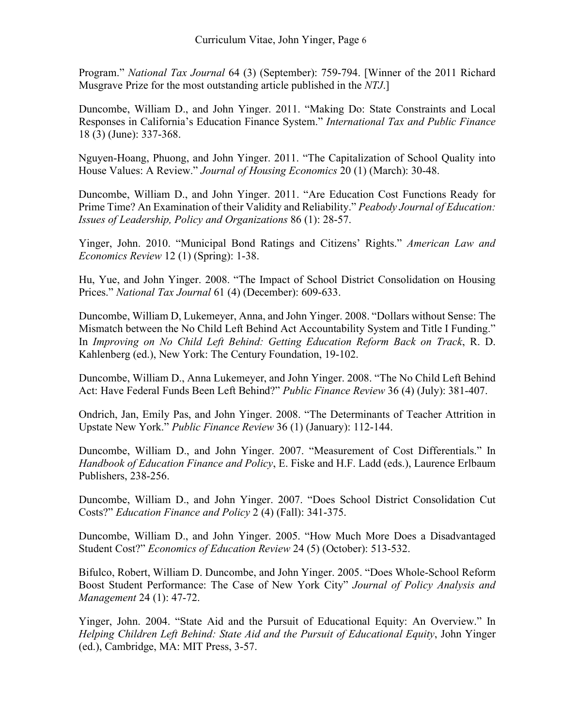Program." *National Tax Journal* 64 (3) (September): 759-794. [Winner of the 2011 Richard Musgrave Prize for the most outstanding article published in the *NTJ*.]

Duncombe, William D., and John Yinger. 2011. "Making Do: State Constraints and Local Responses in California's Education Finance System." *International Tax and Public Finance* 18 (3) (June): 337-368.

Nguyen-Hoang, Phuong, and John Yinger. 2011. "The Capitalization of School Quality into House Values: A Review." *Journal of Housing Economics* 20 (1) (March): 30-48.

Duncombe, William D., and John Yinger. 2011. "Are Education Cost Functions Ready for Prime Time? An Examination of their Validity and Reliability." *Peabody Journal of Education: Issues of Leadership, Policy and Organizations* 86 (1): 28-57.

Yinger, John. 2010. "Municipal Bond Ratings and Citizens' Rights." *American Law and Economics Review* 12 (1) (Spring): 1-38.

Hu, Yue, and John Yinger. 2008. "The Impact of School District Consolidation on Housing Prices." *National Tax Journal* 61 (4) (December): 609-633.

Duncombe, William D, Lukemeyer, Anna, and John Yinger. 2008. "Dollars without Sense: The Mismatch between the No Child Left Behind Act Accountability System and Title I Funding." In *Improving on No Child Left Behind: Getting Education Reform Back on Track*, R. D. Kahlenberg (ed.), New York: The Century Foundation, 19-102.

Duncombe, William D., Anna Lukemeyer, and John Yinger. 2008. "The No Child Left Behind Act: Have Federal Funds Been Left Behind?" *Public Finance Review* 36 (4) (July): 381-407.

Ondrich, Jan, Emily Pas, and John Yinger. 2008. "The Determinants of Teacher Attrition in Upstate New York." *Public Finance Review* 36 (1) (January): 112-144.

Duncombe, William D., and John Yinger. 2007. "Measurement of Cost Differentials." In *Handbook of Education Finance and Policy*, E. Fiske and H.F. Ladd (eds.), Laurence Erlbaum Publishers, 238-256.

Duncombe, William D., and John Yinger. 2007. "Does School District Consolidation Cut Costs?" *Education Finance and Policy* 2 (4) (Fall): 341-375.

Duncombe, William D., and John Yinger. 2005. "How Much More Does a Disadvantaged Student Cost?" *Economics of Education Review* 24 (5) (October): 513-532.

Bifulco, Robert, William D. Duncombe, and John Yinger. 2005. "Does Whole-School Reform Boost Student Performance: The Case of New York City" *Journal of Policy Analysis and Management* 24 (1): 47-72.

Yinger, John. 2004. "State Aid and the Pursuit of Educational Equity: An Overview." In *Helping Children Left Behind: State Aid and the Pursuit of Educational Equity*, John Yinger (ed.), Cambridge, MA: MIT Press, 3-57.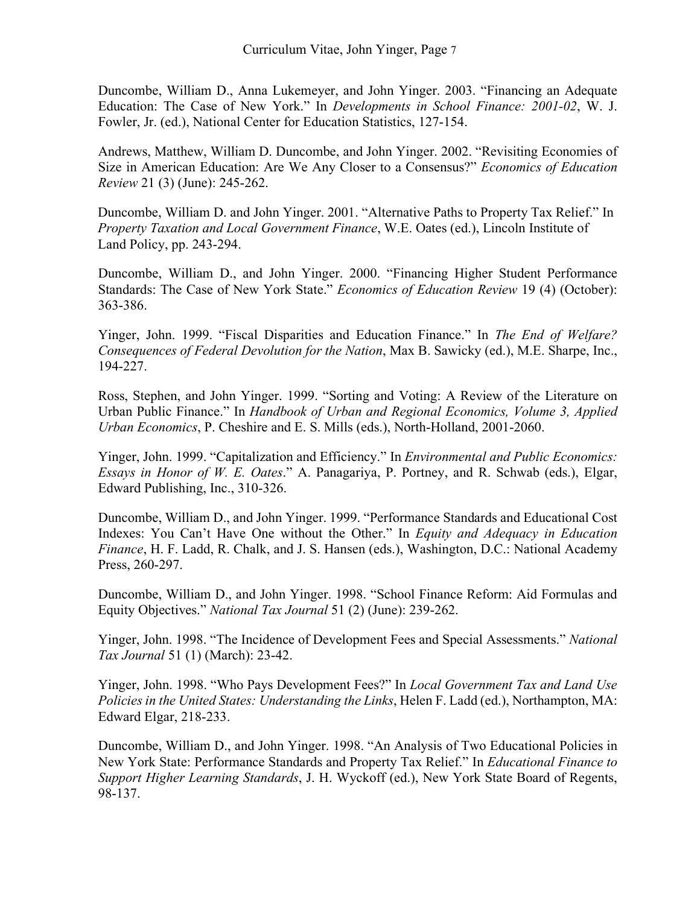Duncombe, William D., Anna Lukemeyer, and John Yinger. 2003. "Financing an Adequate Education: The Case of New York." In *Developments in School Finance: 2001-02*, W. J. Fowler, Jr. (ed.), National Center for Education Statistics, 127-154.

Andrews, Matthew, William D. Duncombe, and John Yinger. 2002. "Revisiting Economies of Size in American Education: Are We Any Closer to a Consensus?" *Economics of Education Review* 21 (3) (June): 245-262.

Duncombe, William D. and John Yinger. 2001. "Alternative Paths to Property Tax Relief." In *Property Taxation and Local Government Finance*, W.E. Oates (ed.), Lincoln Institute of Land Policy, pp. 243-294.

Duncombe, William D., and John Yinger. 2000. "Financing Higher Student Performance Standards: The Case of New York State." *Economics of Education Review* 19 (4) (October): 363-386.

Yinger, John. 1999. "Fiscal Disparities and Education Finance." In *The End of Welfare? Consequences of Federal Devolution for the Nation*, Max B. Sawicky (ed.), M.E. Sharpe, Inc., 194-227.

Ross, Stephen, and John Yinger. 1999. "Sorting and Voting: A Review of the Literature on Urban Public Finance." In *Handbook of Urban and Regional Economics, Volume 3, Applied Urban Economics*, P. Cheshire and E. S. Mills (eds.), North-Holland, 2001-2060.

Yinger, John. 1999. "Capitalization and Efficiency." In *Environmental and Public Economics: Essays in Honor of W. E. Oates*." A. Panagariya, P. Portney, and R. Schwab (eds.), Elgar, Edward Publishing, Inc., 310-326.

Duncombe, William D., and John Yinger. 1999. "Performance Standards and Educational Cost Indexes: You Can't Have One without the Other." In *Equity and Adequacy in Education Finance*, H. F. Ladd, R. Chalk, and J. S. Hansen (eds.), Washington, D.C.: National Academy Press, 260-297.

Duncombe, William D., and John Yinger. 1998. "School Finance Reform: Aid Formulas and Equity Objectives." *National Tax Journal* 51 (2) (June): 239-262.

Yinger, John. 1998. "The Incidence of Development Fees and Special Assessments." *National Tax Journal* 51 (1) (March): 23-42.

Yinger, John. 1998. "Who Pays Development Fees?" In *Local Government Tax and Land Use Policies in the United States: Understanding the Links*, Helen F. Ladd (ed.), Northampton, MA: Edward Elgar, 218-233.

Duncombe, William D., and John Yinger. 1998. "An Analysis of Two Educational Policies in New York State: Performance Standards and Property Tax Relief." In *Educational Finance to Support Higher Learning Standards*, J. H. Wyckoff (ed.), New York State Board of Regents, 98-137.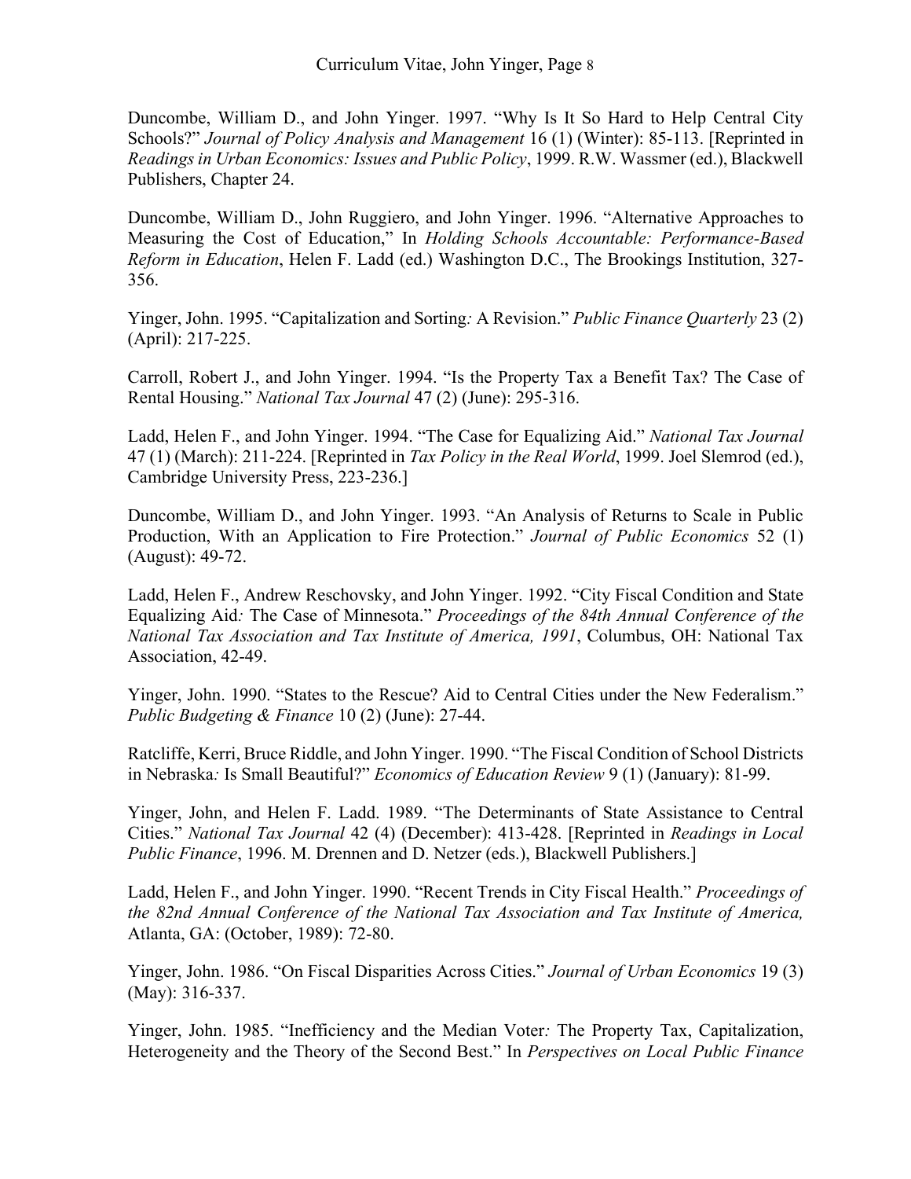Duncombe, William D., and John Yinger. 1997. "Why Is It So Hard to Help Central City Schools?" *Journal of Policy Analysis and Management* 16 (1) (Winter): 85-113. [Reprinted in *Readings in Urban Economics: Issues and Public Policy*, 1999. R.W. Wassmer (ed.), Blackwell Publishers, Chapter 24.

Duncombe, William D., John Ruggiero, and John Yinger. 1996. "Alternative Approaches to Measuring the Cost of Education," In *Holding Schools Accountable: Performance-Based Reform in Education*, Helen F. Ladd (ed.) Washington D.C., The Brookings Institution, 327-356.

Yinger, John. 1995. "Capitalization and Sorting*:* A Revision." *Public Finance Quarterly* 23 (2) (April): 217-225.

Carroll, Robert J., and John Yinger. 1994. "Is the Property Tax a Benefit Tax? The Case of Rental Housing." *National Tax Journal* 47 (2) (June): 295-316.

Ladd, Helen F., and John Yinger. 1994. "The Case for Equalizing Aid." *National Tax Journal* 47 (1) (March): 211-224. [Reprinted in *Tax Policy in the Real World*, 1999. Joel Slemrod (ed.), Cambridge University Press, 223-236.]

Duncombe, William D., and John Yinger. 1993. "An Analysis of Returns to Scale in Public Production, With an Application to Fire Protection." *Journal of Public Economics* 52 (1) (August): 49-72.

Ladd, Helen F., Andrew Reschovsky, and John Yinger. 1992. "City Fiscal Condition and State Equalizing Aid*:* The Case of Minnesota." *Proceedings of the 84th Annual Conference of the National Tax Association and Tax Institute of America, 1991*, Columbus, OH: National Tax Association, 42-49.

Yinger, John. 1990. "States to the Rescue? Aid to Central Cities under the New Federalism." *Public Budgeting & Finance* 10 (2) (June): 27-44.

Ratcliffe, Kerri, Bruce Riddle, and John Yinger. 1990. "The Fiscal Condition of School Districts in Nebraska*:* Is Small Beautiful?" *Economics of Education Review* 9 (1) (January): 81-99.

Yinger, John, and Helen F. Ladd. 1989. "The Determinants of State Assistance to Central Cities." *National Tax Journal* 42 (4) (December): 413-428. [Reprinted in *Readings in Local Public Finance*, 1996. M. Drennen and D. Netzer (eds.), Blackwell Publishers.]

Ladd, Helen F., and John Yinger. 1990. "Recent Trends in City Fiscal Health." *Proceedings of the 82nd Annual Conference of the National Tax Association and Tax Institute of America,* Atlanta, GA: (October, 1989): 72-80.

Yinger, John. 1986. "On Fiscal Disparities Across Cities." *Journal of Urban Economics* 19 (3) (May): 316-337.

Yinger, John. 1985. "Inefficiency and the Median Voter*:* The Property Tax, Capitalization, Heterogeneity and the Theory of the Second Best." In *Perspectives on Local Public Finance*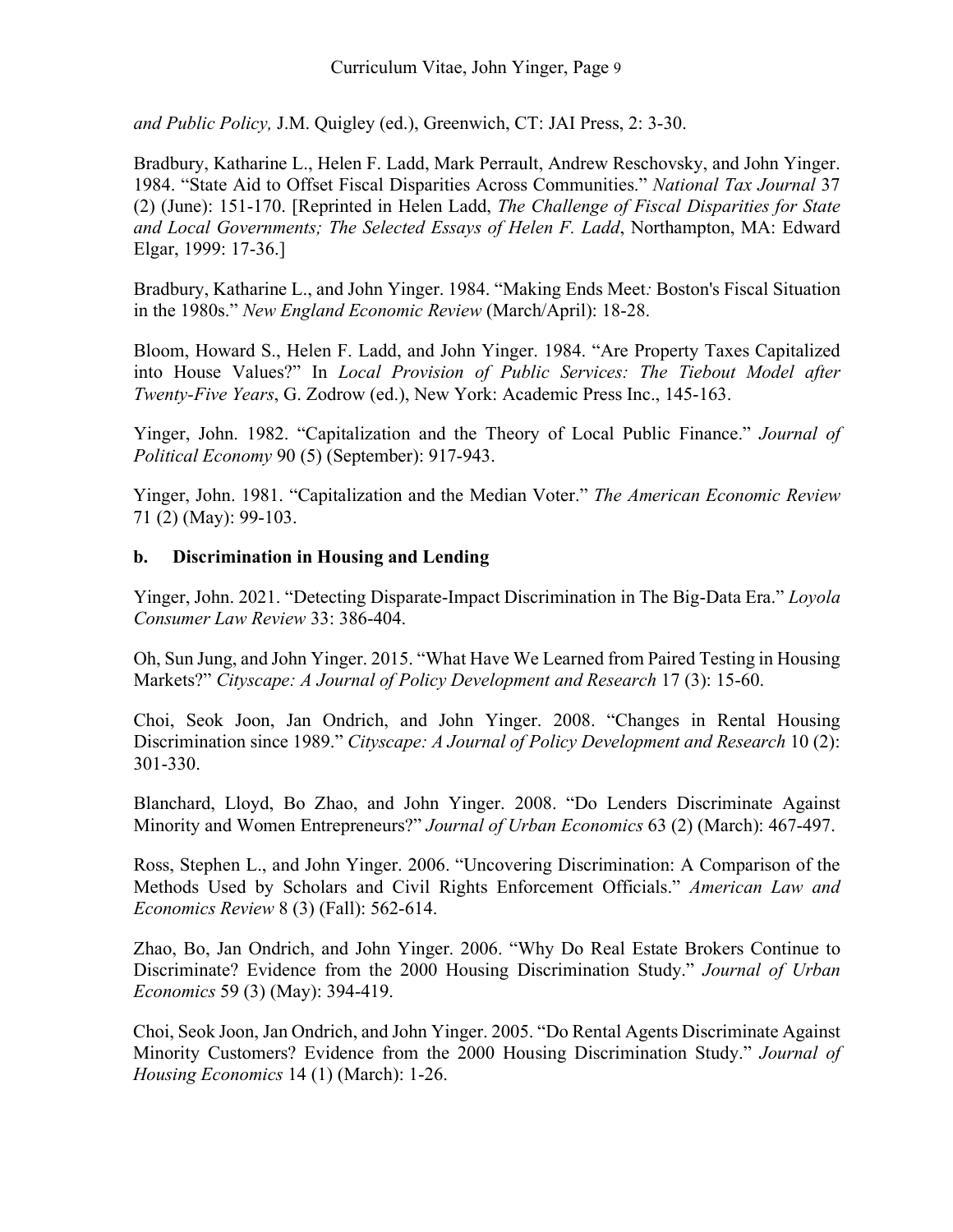*and Public Policy,* J.M. Quigley (ed.), Greenwich, CT: JAI Press, 2: 3-30.

Bradbury, Katharine L., Helen F. Ladd, Mark Perrault, Andrew Reschovsky, and John Yinger. 1984. “State Aid to Offset Fiscal Disparities Across Communities.” *National Tax Journal* 37 (2) (June): 151-170. [Reprinted in Helen Ladd, *The Challenge of Fiscal Disparities for State and Local Governments; The Selected Essays of Helen F. Ladd*, Northampton, MA: Edward Elgar, 1999: 17-36.]

Bradbury, Katharine L., and John Yinger. 1984. “Making Ends Meet*:* Boston's Fiscal Situation in the 1980s.” *New England Economic Review* (March/April): 18-28.

Bloom, Howard S., Helen F. Ladd, and John Yinger. 1984. “Are Property Taxes Capitalized into House Values?” In *Local Provision of Public Services: The Tiebout Model after Twenty-Five Years*, G. Zodrow (ed.), New York: Academic Press Inc., 145-163.

Yinger, John. 1982. “Capitalization and the Theory of Local Public Finance.” *Journal of Political Economy* 90 (5) (September): 917-943.

Yinger, John. 1981. “Capitalization and the Median Voter.” *The American Economic Review* 71 (2) (May): 99-103.

### b. Discrimination in Housing and Lending

Yinger, John. 2021. “Detecting Disparate-Impact Discrimination in The Big-Data Era.” *Loyola Consumer Law Review* 33: 386-404.

Oh, Sun Jung, and John Yinger. 2015. “What Have We Learned from Paired Testing in Housing Markets?” *Cityscape: A Journal of Policy Development and Research* 17 (3): 15-60.

Choi, Seok Joon, Jan Ondrich, and John Yinger. 2008. “Changes in Rental Housing Discrimination since 1989.” *Cityscape: A Journal of Policy Development and Research* 10 (2): 301-330.

Blanchard, Lloyd, Bo Zhao, and John Yinger. 2008. “Do Lenders Discriminate Against Minority and Women Entrepreneurs?” *Journal of Urban Economics* 63 (2) (March): 467-497.

Ross, Stephen L., and John Yinger. 2006. “Uncovering Discrimination: A Comparison of the Methods Used by Scholars and Civil Rights Enforcement Officials.” *American Law and Economics Review* 8 (3) (Fall): 562-614.

Zhao, Bo, Jan Ondrich, and John Yinger. 2006. “Why Do Real Estate Brokers Continue to Discriminate? Evidence from the 2000 Housing Discrimination Study.” *Journal of Urban Economics* 59 (3) (May): 394-419.

Choi, Seok Joon, Jan Ondrich, and John Yinger. 2005. “Do Rental Agents Discriminate Against Minority Customers? Evidence from the 2000 Housing Discrimination Study.” *Journal of Housing Economics* 14 (1) (March): 1-26.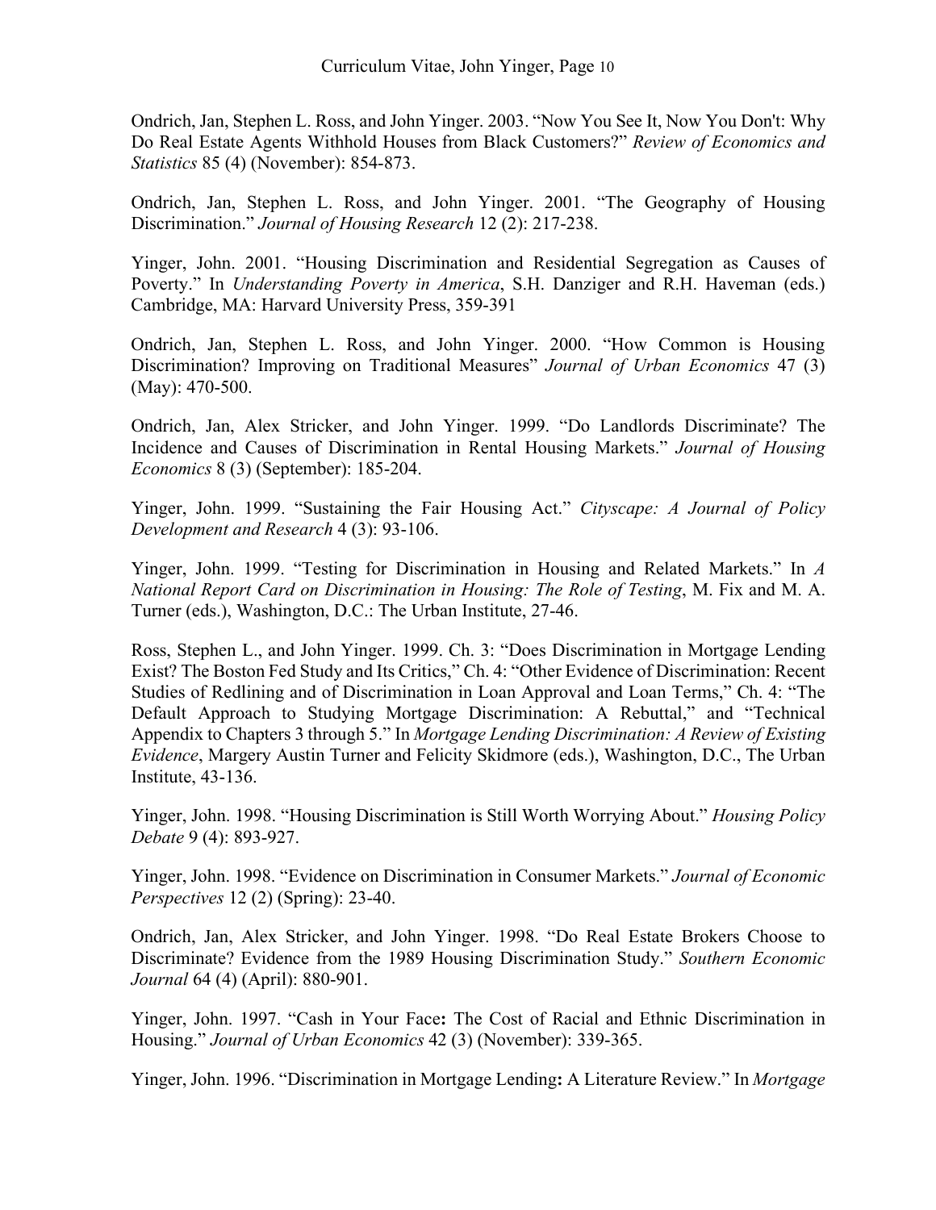Ondrich, Jan, Stephen L. Ross, and John Yinger. 2003. "Now You See It, Now You Don't: Why Do Real Estate Agents Withhold Houses from Black Customers?" *Review of Economics and Statistics* 85 (4) (November): 854-873.

Ondrich, Jan, Stephen L. Ross, and John Yinger. 2001. "The Geography of Housing Discrimination." *Journal of Housing Research* 12 (2): 217-238.

Yinger, John. 2001. "Housing Discrimination and Residential Segregation as Causes of Poverty." In *Understanding Poverty in America*, S.H. Danziger and R.H. Haveman (eds.) Cambridge, MA: Harvard University Press, 359-391

Ondrich, Jan, Stephen L. Ross, and John Yinger. 2000. "How Common is Housing Discrimination? Improving on Traditional Measures" *Journal of Urban Economics* 47 (3) (May): 470-500.

Ondrich, Jan, Alex Stricker, and John Yinger. 1999. "Do Landlords Discriminate? The Incidence and Causes of Discrimination in Rental Housing Markets." *Journal of Housing Economics* 8 (3) (September): 185-204.

Yinger, John. 1999. "Sustaining the Fair Housing Act." *Cityscape: A Journal of Policy Development and Research* 4 (3): 93-106.

Yinger, John. 1999. "Testing for Discrimination in Housing and Related Markets." In *A National Report Card on Discrimination in Housing: The Role of Testing*, M. Fix and M. A. Turner (eds.), Washington, D.C.: The Urban Institute, 27-46.

Ross, Stephen L., and John Yinger. 1999. Ch. 3: "Does Discrimination in Mortgage Lending Exist? The Boston Fed Study and Its Critics," Ch. 4: "Other Evidence of Discrimination: Recent Studies of Redlining and of Discrimination in Loan Approval and Loan Terms," Ch. 4: "The Default Approach to Studying Mortgage Discrimination: A Rebuttal," and "Technical Appendix to Chapters 3 through 5." In *Mortgage Lending Discrimination: A Review of Existing Evidence*, Margery Austin Turner and Felicity Skidmore (eds.), Washington, D.C., The Urban Institute, 43-136.

Yinger, John. 1998. "Housing Discrimination is Still Worth Worrying About." *Housing Policy Debate* 9 (4): 893-927.

Yinger, John. 1998. "Evidence on Discrimination in Consumer Markets." *Journal of Economic Perspectives* 12 (2) (Spring): 23-40.

Ondrich, Jan, Alex Stricker, and John Yinger. 1998. "Do Real Estate Brokers Choose to Discriminate? Evidence from the 1989 Housing Discrimination Study." *Southern Economic Journal* 64 (4) (April): 880-901.

Yinger, John. 1997. "Cash in Your Face**:** The Cost of Racial and Ethnic Discrimination in Housing." *Journal of Urban Economics* 42 (3) (November): 339-365.

Yinger, John. 1996. "Discrimination in Mortgage Lending**:** A Literature Review." In *Mortgage*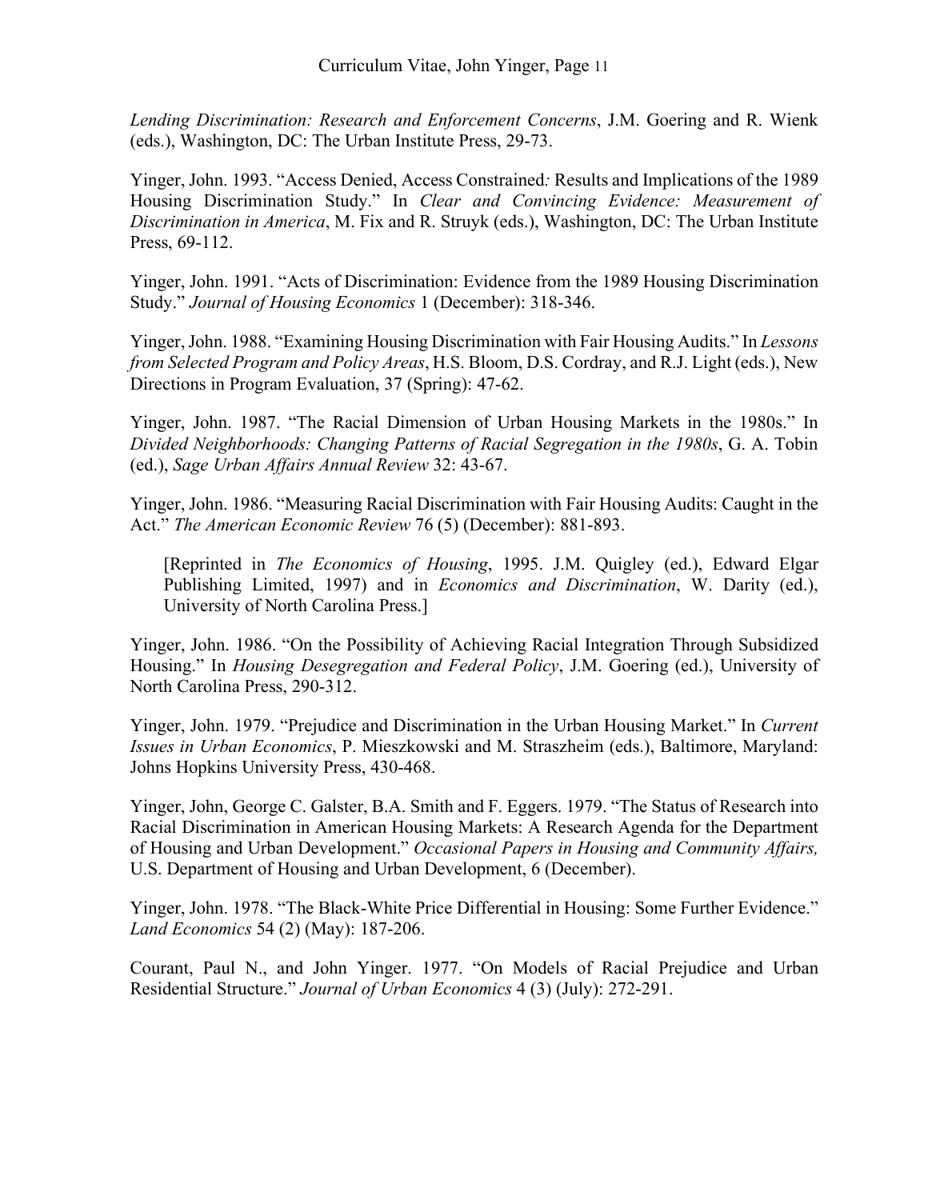*Lending Discrimination: Research and Enforcement Concerns*, J.M. Goering and R. Wienk (eds.), Washington, DC: The Urban Institute Press, 29-73.

Yinger, John. 1993. "Access Denied, Access Constrained*:* Results and Implications of the 1989 Housing Discrimination Study." In *Clear and Convincing Evidence: Measurement of Discrimination in America*, M. Fix and R. Struyk (eds.), Washington, DC: The Urban Institute Press, 69-112.

Yinger, John. 1991. "Acts of Discrimination: Evidence from the 1989 Housing Discrimination Study." *Journal of Housing Economics* 1 (December): 318-346.

Yinger, John. 1988. "Examining Housing Discrimination with Fair Housing Audits." In *Lessons from Selected Program and Policy Areas*, H.S. Bloom, D.S. Cordray, and R.J. Light (eds.), New Directions in Program Evaluation, 37 (Spring): 47-62.

Yinger, John. 1987. "The Racial Dimension of Urban Housing Markets in the 1980s." In *Divided Neighborhoods: Changing Patterns of Racial Segregation in the 1980s*, G. A. Tobin (ed.), *Sage Urban Affairs Annual Review* 32: 43-67.

Yinger, John. 1986. "Measuring Racial Discrimination with Fair Housing Audits: Caught in the Act." *The American Economic Review* 76 (5) (December): 881-893.

> [Reprinted in *The Economics of Housing*, 1995. J.M. Quigley (ed.), Edward Elgar Publishing Limited, 1997) and in *Economics and Discrimination*, W. Darity (ed.), University of North Carolina Press.]

Yinger, John. 1986. "On the Possibility of Achieving Racial Integration Through Subsidized Housing." In *Housing Desegregation and Federal Policy*, J.M. Goering (ed.), University of North Carolina Press, 290-312.

Yinger, John. 1979. "Prejudice and Discrimination in the Urban Housing Market." In *Current Issues in Urban Economics*, P. Mieszkowski and M. Straszheim (eds.), Baltimore, Maryland: Johns Hopkins University Press, 430-468.

Yinger, John, George C. Galster, B.A. Smith and F. Eggers. 1979. "The Status of Research into Racial Discrimination in American Housing Markets: A Research Agenda for the Department of Housing and Urban Development." *Occasional Papers in Housing and Community Affairs,* U.S. Department of Housing and Urban Development, 6 (December).

Yinger, John. 1978. "The Black-White Price Differential in Housing: Some Further Evidence." *Land Economics* 54 (2) (May): 187-206.

Courant, Paul N., and John Yinger. 1977. "On Models of Racial Prejudice and Urban Residential Structure." *Journal of Urban Economics* 4 (3) (July): 272-291.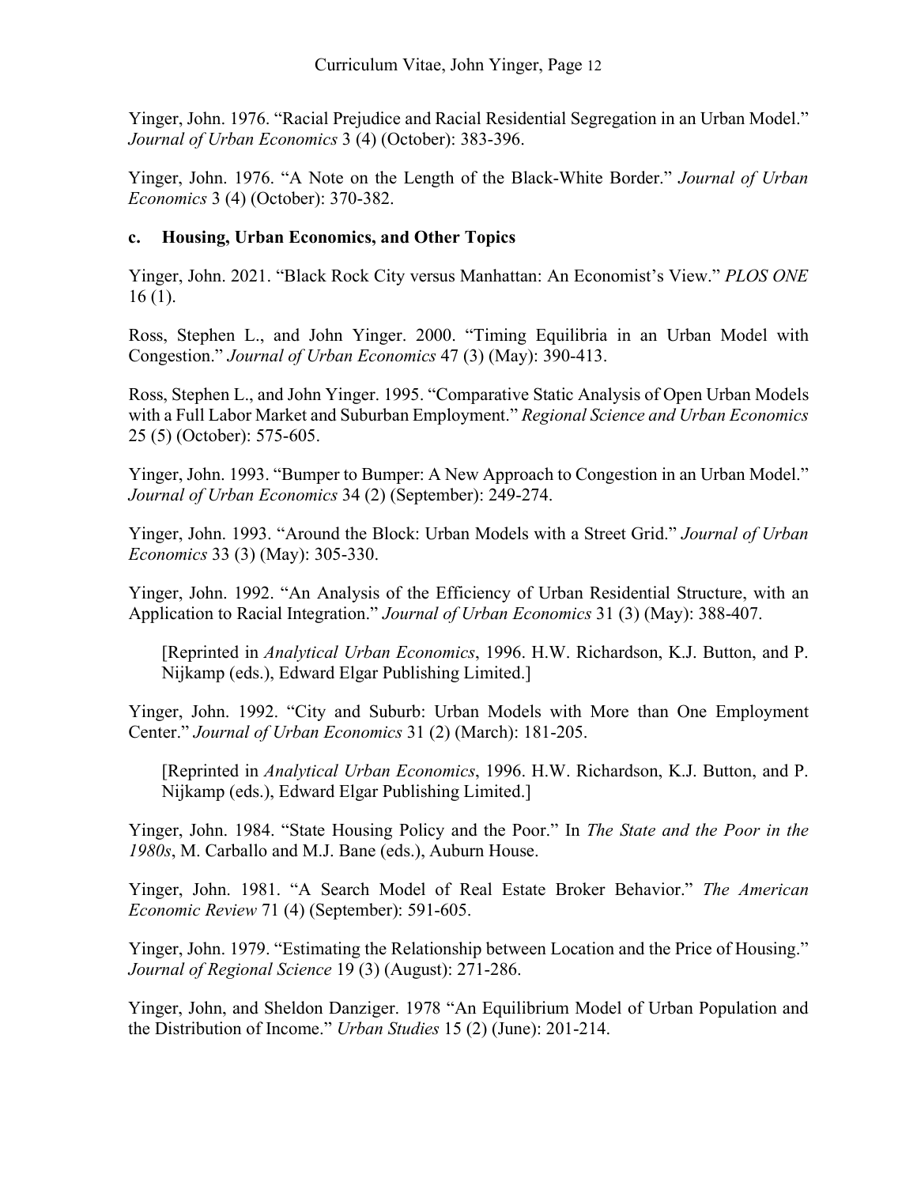Yinger, John. 1976. "Racial Prejudice and Racial Residential Segregation in an Urban Model." *Journal of Urban Economics* 3 (4) (October): 383-396.

Yinger, John. 1976. "A Note on the Length of the Black-White Border." *Journal of Urban Economics* 3 (4) (October): 370-382.

### c. Housing, Urban Economics, and Other Topics

Yinger, John. 2021. "Black Rock City versus Manhattan: An Economist's View." *PLOS ONE* 16 (1).

Ross, Stephen L., and John Yinger. 2000. "Timing Equilibria in an Urban Model with Congestion." *Journal of Urban Economics* 47 (3) (May): 390-413.

Ross, Stephen L., and John Yinger. 1995. "Comparative Static Analysis of Open Urban Models with a Full Labor Market and Suburban Employment." *Regional Science and Urban Economics* 25 (5) (October): 575-605.

Yinger, John. 1993. "Bumper to Bumper: A New Approach to Congestion in an Urban Model." *Journal of Urban Economics* 34 (2) (September): 249-274.

Yinger, John. 1993. "Around the Block: Urban Models with a Street Grid." *Journal of Urban Economics* 33 (3) (May): 305-330.

Yinger, John. 1992. "An Analysis of the Efficiency of Urban Residential Structure, with an Application to Racial Integration." *Journal of Urban Economics* 31 (3) (May): 388-407.

> [Reprinted in *Analytical Urban Economics*, 1996. H.W. Richardson, K.J. Button, and P. Nijkamp (eds.), Edward Elgar Publishing Limited.]

Yinger, John. 1992. "City and Suburb: Urban Models with More than One Employment Center." *Journal of Urban Economics* 31 (2) (March): 181-205.

> [Reprinted in *Analytical Urban Economics*, 1996. H.W. Richardson, K.J. Button, and P. Nijkamp (eds.), Edward Elgar Publishing Limited.]

Yinger, John. 1984. "State Housing Policy and the Poor." In *The State and the Poor in the 1980s*, M. Carballo and M.J. Bane (eds.), Auburn House.

Yinger, John. 1981. "A Search Model of Real Estate Broker Behavior." *The American Economic Review* 71 (4) (September): 591-605.

Yinger, John. 1979. "Estimating the Relationship between Location and the Price of Housing." *Journal of Regional Science* 19 (3) (August): 271-286.

Yinger, John, and Sheldon Danziger. 1978 "An Equilibrium Model of Urban Population and the Distribution of Income." *Urban Studies* 15 (2) (June): 201-214.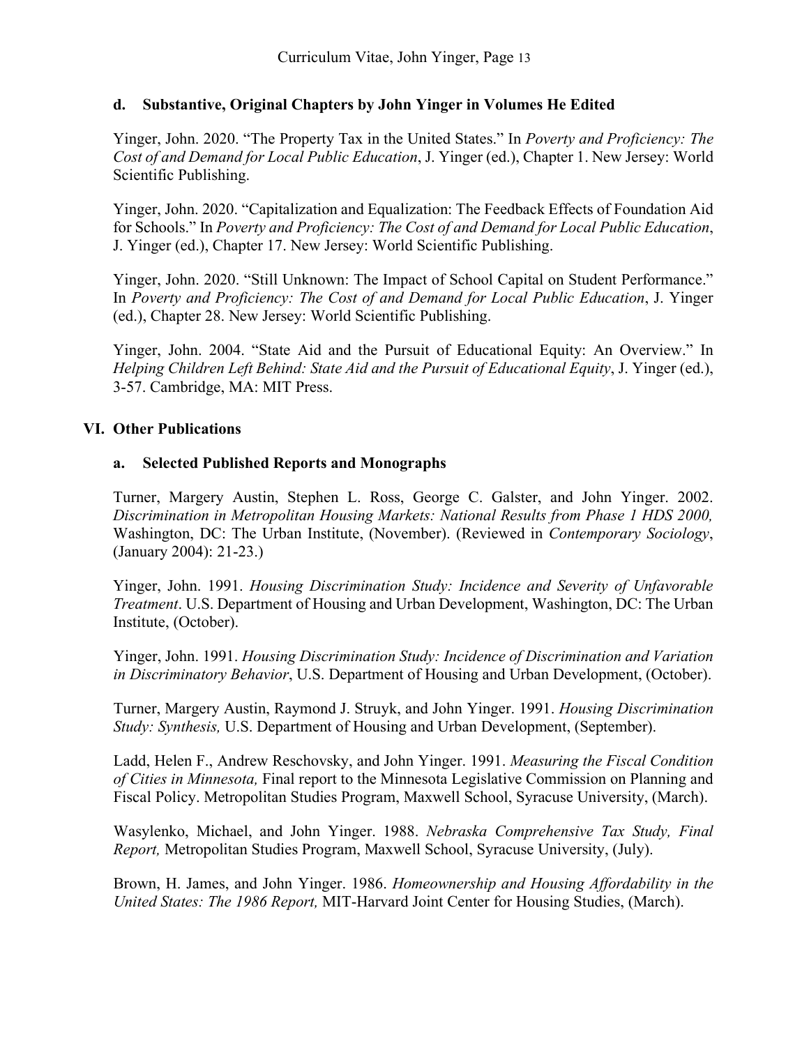### d. Substantive, Original Chapters by John Yinger in Volumes He Edited

Yinger, John. 2020. "The Property Tax in the United States." In *Poverty and Proficiency: The Cost of and Demand for Local Public Education*, J. Yinger (ed.), Chapter 1. New Jersey: World Scientific Publishing.

Yinger, John. 2020. "Capitalization and Equalization: The Feedback Effects of Foundation Aid for Schools." In *Poverty and Proficiency: The Cost of and Demand for Local Public Education*, J. Yinger (ed.), Chapter 17. New Jersey: World Scientific Publishing.

Yinger, John. 2020. "Still Unknown: The Impact of School Capital on Student Performance." In *Poverty and Proficiency: The Cost of and Demand for Local Public Education*, J. Yinger (ed.), Chapter 28. New Jersey: World Scientific Publishing.

Yinger, John. 2004. "State Aid and the Pursuit of Educational Equity: An Overview." In *Helping Children Left Behind: State Aid and the Pursuit of Educational Equity*, J. Yinger (ed.), 3-57. Cambridge, MA: MIT Press.

## VI. Other Publications

### a. Selected Published Reports and Monographs

Turner, Margery Austin, Stephen L. Ross, George C. Galster, and John Yinger. 2002. *Discrimination in Metropolitan Housing Markets: National Results from Phase 1 HDS 2000,* Washington, DC: The Urban Institute, (November). (Reviewed in *Contemporary Sociology*, (January 2004): 21-23.)

Yinger, John. 1991. *Housing Discrimination Study: Incidence and Severity of Unfavorable Treatment*. U.S. Department of Housing and Urban Development, Washington, DC: The Urban Institute, (October).

Yinger, John. 1991. *Housing Discrimination Study: Incidence of Discrimination and Variation in Discriminatory Behavior*, U.S. Department of Housing and Urban Development, (October).

Turner, Margery Austin, Raymond J. Struyk, and John Yinger. 1991. *Housing Discrimination Study: Synthesis,* U.S. Department of Housing and Urban Development, (September).

Ladd, Helen F., Andrew Reschovsky, and John Yinger. 1991. *Measuring the Fiscal Condition of Cities in Minnesota,* Final report to the Minnesota Legislative Commission on Planning and Fiscal Policy. Metropolitan Studies Program, Maxwell School, Syracuse University, (March).

Wasylenko, Michael, and John Yinger. 1988. *Nebraska Comprehensive Tax Study, Final Report,* Metropolitan Studies Program, Maxwell School, Syracuse University, (July).

Brown, H. James, and John Yinger. 1986. *Homeownership and Housing Affordability in the United States: The 1986 Report,* MIT-Harvard Joint Center for Housing Studies, (March).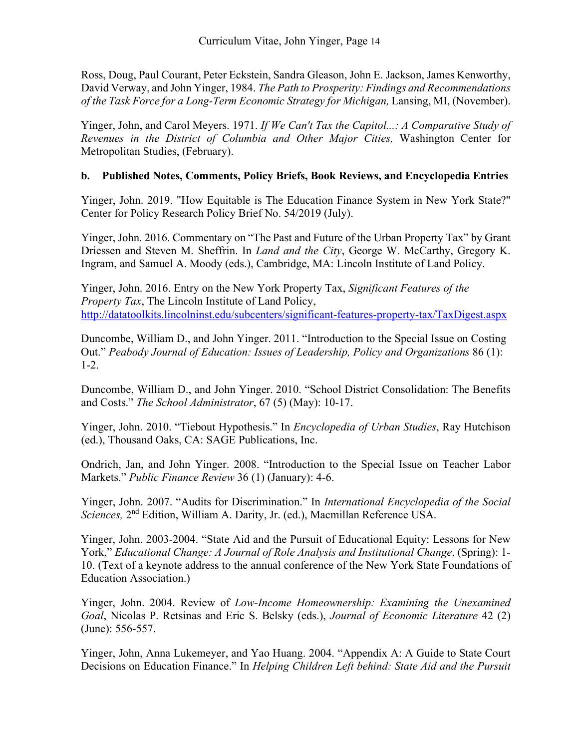Ross, Doug, Paul Courant, Peter Eckstein, Sandra Gleason, John E. Jackson, James Kenworthy, David Verway, and John Yinger, 1984. *The Path to Prosperity: Findings and Recommendations of the Task Force for a Long-Term Economic Strategy for Michigan,* Lansing, MI, (November).

Yinger, John, and Carol Meyers. 1971. *If We Can't Tax the Capitol...: A Comparative Study of Revenues in the District of Columbia and Other Major Cities,* Washington Center for Metropolitan Studies, (February).

**b. Published Notes, Comments, Policy Briefs, Book Reviews, and Encyclopedia Entries**

Yinger, John. 2019. "How Equitable is The Education Finance System in New York State?" Center for Policy Research Policy Brief No. 54/2019 (July).

Yinger, John. 2016. Commentary on "The Past and Future of the Urban Property Tax" by Grant Driessen and Steven M. Sheffrin. In *Land and the City*, George W. McCarthy, Gregory K. Ingram, and Samuel A. Moody (eds.), Cambridge, MA: Lincoln Institute of Land Policy.

Yinger, John. 2016. Entry on the New York Property Tax, *Significant Features of the Property Tax*, The Lincoln Institute of Land Policy, http://datatoolkits.lincolninst.edu/subcenters/significant-features-property-tax/TaxDigest.aspx

Duncombe, William D., and John Yinger. 2011. "Introduction to the Special Issue on Costing Out." *Peabody Journal of Education: Issues of Leadership, Policy and Organizations* 86 (1): 1-2.

Duncombe, William D., and John Yinger. 2010. "School District Consolidation: The Benefits and Costs." *The School Administrator*, 67 (5) (May): 10-17.

Yinger, John. 2010. "Tiebout Hypothesis." In *Encyclopedia of Urban Studies*, Ray Hutchison (ed.), Thousand Oaks, CA: SAGE Publications, Inc.

Ondrich, Jan, and John Yinger. 2008. "Introduction to the Special Issue on Teacher Labor Markets." *Public Finance Review* 36 (1) (January): 4-6.

Yinger, John. 2007. "Audits for Discrimination." In *International Encyclopedia of the Social Sciences,* 2nd Edition, William A. Darity, Jr. (ed.), Macmillan Reference USA.

Yinger, John. 2003-2004. "State Aid and the Pursuit of Educational Equity: Lessons for New York," *Educational Change: A Journal of Role Analysis and Institutional Change*, (Spring): 1-10. (Text of a keynote address to the annual conference of the New York State Foundations of Education Association.)

Yinger, John. 2004. Review of *Low-Income Homeownership: Examining the Unexamined Goal*, Nicolas P. Retsinas and Eric S. Belsky (eds.), *Journal of Economic Literature* 42 (2) (June): 556-557.

Yinger, John, Anna Lukemeyer, and Yao Huang. 2004. "Appendix A: A Guide to State Court Decisions on Education Finance." In *Helping Children Left behind: State Aid and the Pursuit*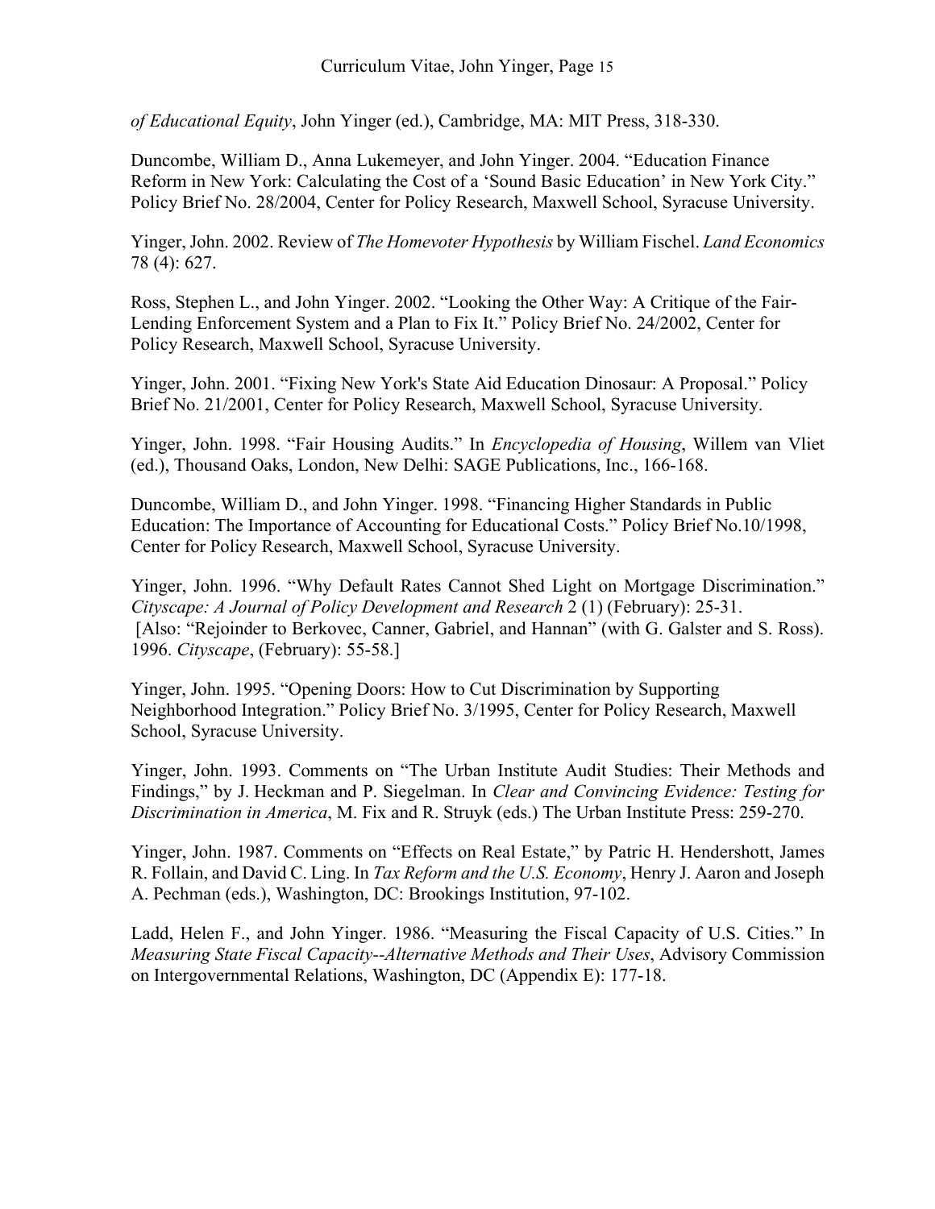*of Educational Equity*, John Yinger (ed.), Cambridge, MA: MIT Press, 318-330.

Duncombe, William D., Anna Lukemeyer, and John Yinger. 2004. "Education Finance Reform in New York: Calculating the Cost of a 'Sound Basic Education' in New York City." Policy Brief No. 28/2004, Center for Policy Research, Maxwell School, Syracuse University.

Yinger, John. 2002. Review of *The Homevoter Hypothesis* by William Fischel. *Land Economics* 78 (4): 627.

Ross, Stephen L., and John Yinger. 2002. "Looking the Other Way: A Critique of the Fair-Lending Enforcement System and a Plan to Fix It." Policy Brief No. 24/2002, Center for Policy Research, Maxwell School, Syracuse University.

Yinger, John. 2001. "Fixing New York's State Aid Education Dinosaur: A Proposal." Policy Brief No. 21/2001, Center for Policy Research, Maxwell School, Syracuse University.

Yinger, John. 1998. "Fair Housing Audits." In *Encyclopedia of Housing*, Willem van Vliet (ed.), Thousand Oaks, London, New Delhi: SAGE Publications, Inc., 166-168.

Duncombe, William D., and John Yinger. 1998. "Financing Higher Standards in Public Education: The Importance of Accounting for Educational Costs." Policy Brief No.10/1998, Center for Policy Research, Maxwell School, Syracuse University.

Yinger, John. 1996. "Why Default Rates Cannot Shed Light on Mortgage Discrimination." *Cityscape: A Journal of Policy Development and Research* 2 (1) (February): 25-31. [Also: "Rejoinder to Berkovec, Canner, Gabriel, and Hannan" (with G. Galster and S. Ross). 1996. *Cityscape*, (February): 55-58.]

Yinger, John. 1995. "Opening Doors: How to Cut Discrimination by Supporting Neighborhood Integration." Policy Brief No. 3/1995, Center for Policy Research, Maxwell School, Syracuse University.

Yinger, John. 1993. Comments on "The Urban Institute Audit Studies: Their Methods and Findings," by J. Heckman and P. Siegelman. In *Clear and Convincing Evidence: Testing for Discrimination in America*, M. Fix and R. Struyk (eds.) The Urban Institute Press: 259-270.

Yinger, John. 1987. Comments on "Effects on Real Estate," by Patric H. Hendershott, James R. Follain, and David C. Ling. In *Tax Reform and the U.S. Economy*, Henry J. Aaron and Joseph A. Pechman (eds.), Washington, DC: Brookings Institution, 97-102.

Ladd, Helen F., and John Yinger. 1986. "Measuring the Fiscal Capacity of U.S. Cities." In *Measuring State Fiscal Capacity--Alternative Methods and Their Uses*, Advisory Commission on Intergovernmental Relations, Washington, DC (Appendix E): 177-18.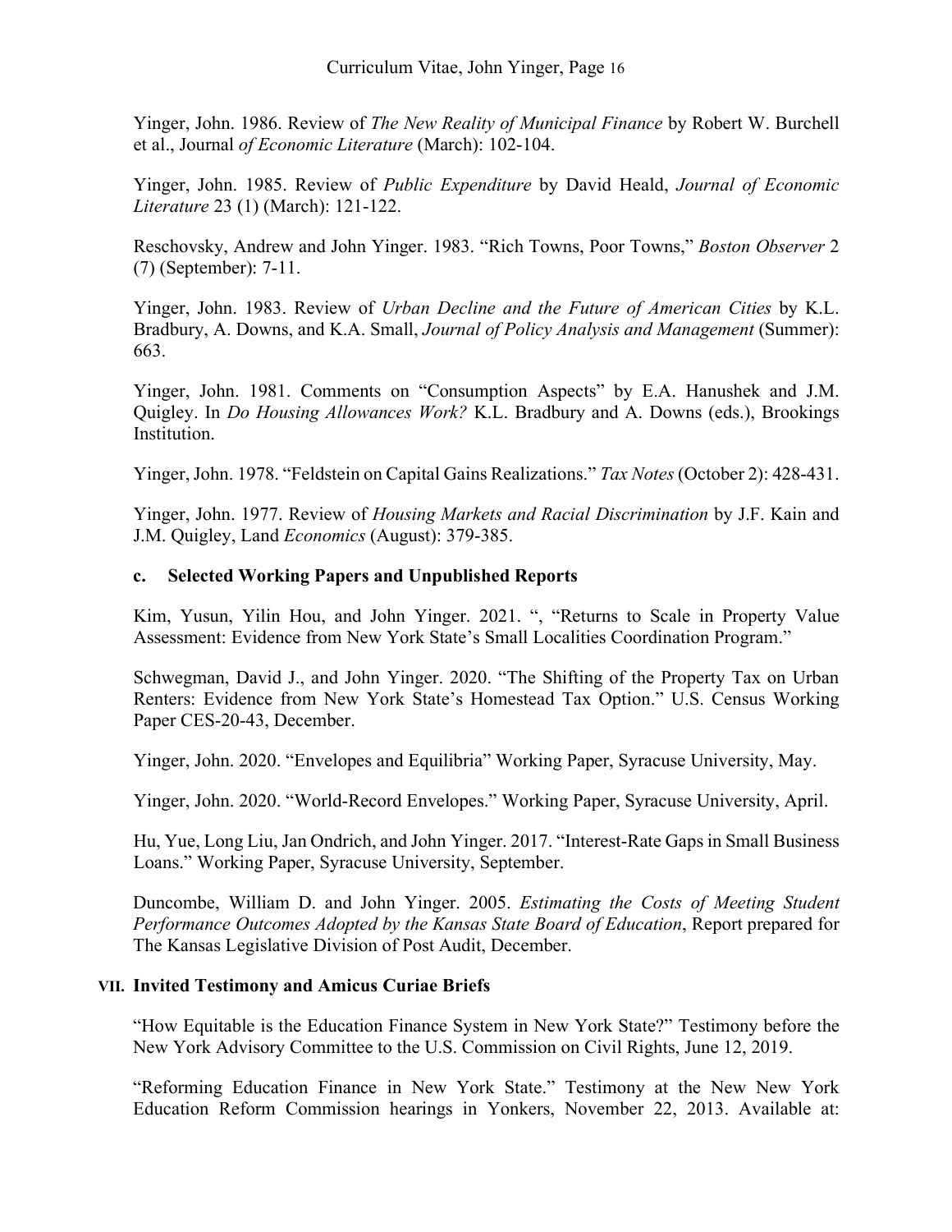Yinger, John. 1986. Review of *The New Reality of Municipal Finance* by Robert W. Burchell et al., Journal *of Economic Literature* (March): 102-104.

Yinger, John. 1985. Review of *Public Expenditure* by David Heald, *Journal of Economic Literature* 23 (1) (March): 121-122.

Reschovsky, Andrew and John Yinger. 1983. "Rich Towns, Poor Towns," *Boston Observer* 2 (7) (September): 7-11.

Yinger, John. 1983. Review of *Urban Decline and the Future of American Cities* by K.L. Bradbury, A. Downs, and K.A. Small, *Journal of Policy Analysis and Management* (Summer): 663.

Yinger, John. 1981. Comments on "Consumption Aspects" by E.A. Hanushek and J.M. Quigley. In *Do Housing Allowances Work?* K.L. Bradbury and A. Downs (eds.), Brookings Institution.

Yinger, John. 1978. "Feldstein on Capital Gains Realizations." *Tax Notes* (October 2): 428-431.

Yinger, John. 1977. Review of *Housing Markets and Racial Discrimination* by J.F. Kain and J.M. Quigley, Land *Economics* (August): 379-385.

### c. Selected Working Papers and Unpublished Reports

Kim, Yusun, Yilin Hou, and John Yinger. 2021. ", "Returns to Scale in Property Value Assessment: Evidence from New York State's Small Localities Coordination Program."

Schwegman, David J., and John Yinger. 2020. "The Shifting of the Property Tax on Urban Renters: Evidence from New York State's Homestead Tax Option." U.S. Census Working Paper CES-20-43, December.

Yinger, John. 2020. "Envelopes and Equilibria" Working Paper, Syracuse University, May.

Yinger, John. 2020. "World-Record Envelopes." Working Paper, Syracuse University, April.

Hu, Yue, Long Liu, Jan Ondrich, and John Yinger. 2017. "Interest-Rate Gaps in Small Business Loans." Working Paper, Syracuse University, September.

Duncombe, William D. and John Yinger. 2005. *Estimating the Costs of Meeting Student Performance Outcomes Adopted by the Kansas State Board of Education*, Report prepared for The Kansas Legislative Division of Post Audit, December.

## VII. Invited Testimony and Amicus Curiae Briefs

"How Equitable is the Education Finance System in New York State?" Testimony before the New York Advisory Committee to the U.S. Commission on Civil Rights, June 12, 2019.

"Reforming Education Finance in New York State." Testimony at the New New York Education Reform Commission hearings in Yonkers, November 22, 2013. Available at: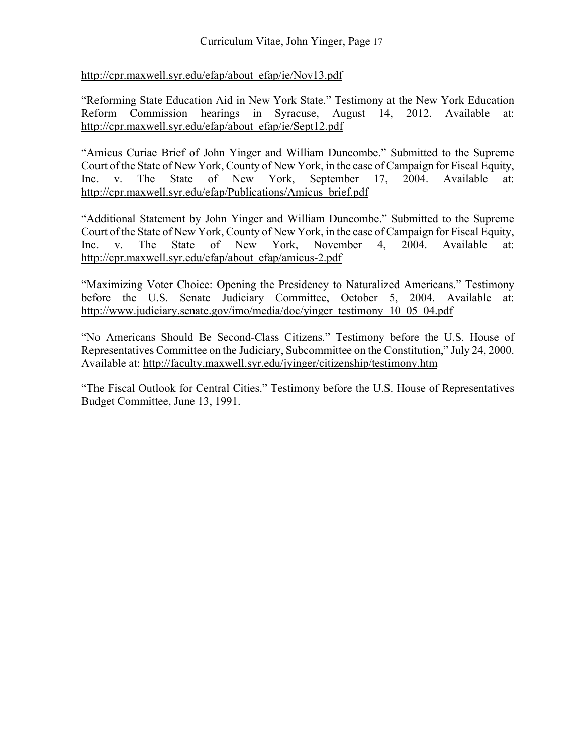http://cpr.maxwell.syr.edu/efap/about_efap/ie/Nov13.pdf

"Reforming State Education Aid in New York State." Testimony at the New York Education Reform Commission hearings in Syracuse, August 14, 2012. Available at: http://cpr.maxwell.syr.edu/efap/about_efap/ie/Sept12.pdf

"Amicus Curiae Brief of John Yinger and William Duncombe." Submitted to the Supreme Court of the State of New York, County of New York, in the case of Campaign for Fiscal Equity, Inc. v. The State of New York, September 17, 2004. Available at: http://cpr.maxwell.syr.edu/efap/Publications/Amicus_brief.pdf

"Additional Statement by John Yinger and William Duncombe." Submitted to the Supreme Court of the State of New York, County of New York, in the case of Campaign for Fiscal Equity, Inc. v. The State of New York, November 4, 2004. Available at: http://cpr.maxwell.syr.edu/efap/about_efap/amicus-2.pdf

"Maximizing Voter Choice: Opening the Presidency to Naturalized Americans." Testimony before the U.S. Senate Judiciary Committee, October 5, 2004. Available at: http://www.judiciary.senate.gov/imo/media/doc/yinger_testimony_10_05_04.pdf

"No Americans Should Be Second-Class Citizens." Testimony before the U.S. House of Representatives Committee on the Judiciary, Subcommittee on the Constitution," July 24, 2000. Available at: http://faculty.maxwell.syr.edu/jyinger/citizenship/testimony.htm

"The Fiscal Outlook for Central Cities." Testimony before the U.S. House of Representatives Budget Committee, June 13, 1991.